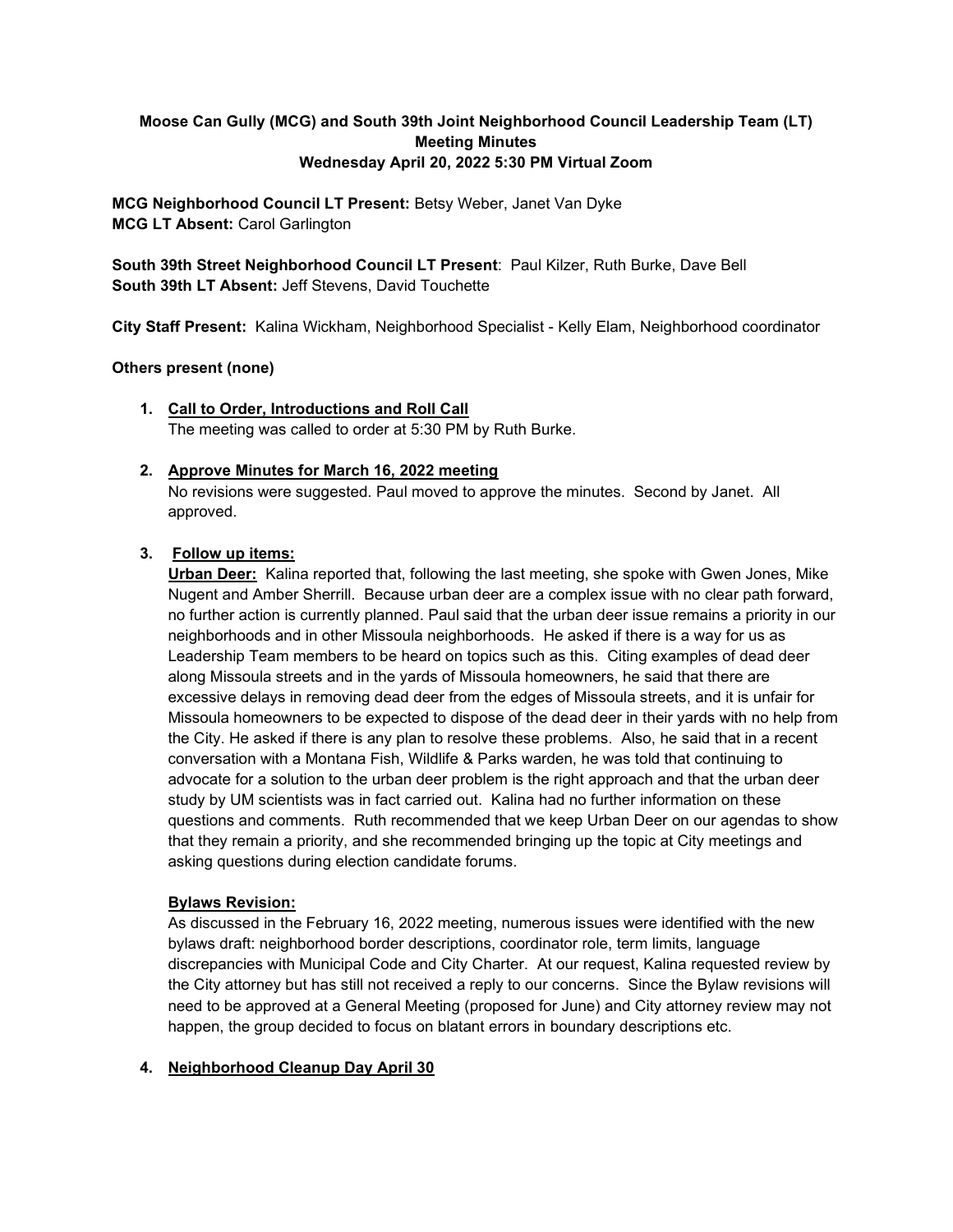**Moose Can Gully (MCG) and South 39th Joint Neighborhood Council Leadership Team (LT) Meeting Minutes**
**Wednesday April 20, 2022 5:30 PM Virtual Zoom**

**MCG Neighborhood Council LT Present:** Betsy Weber, Janet Van Dyke
**MCG LT Absent:** Carol Garlington

**South 39th Street Neighborhood Council LT Present**: Paul Kilzer, Ruth Burke, Dave Bell
**South 39th LT Absent:** Jeff Stevens, David Touchette

**City Staff Present:** Kalina Wickham, Neighborhood Specialist - Kelly Elam, Neighborhood coordinator

**Others present (none)**

1. **Call to Order, Introductions and Roll Call**
   The meeting was called to order at 5:30 PM by Ruth Burke.

2. **Approve Minutes for March 16, 2022 meeting**
   No revisions were suggested. Paul moved to approve the minutes. Second by Janet. All approved.

3. **Follow up items:**
   **Urban Deer:** Kalina reported that, following the last meeting, she spoke with Gwen Jones, Mike Nugent and Amber Sherrill. Because urban deer are a complex issue with no clear path forward, no further action is currently planned. Paul said that the urban deer issue remains a priority in our neighborhoods and in other Missoula neighborhoods. He asked if there is a way for us as Leadership Team members to be heard on topics such as this. Citing examples of dead deer along Missoula streets and in the yards of Missoula homeowners, he said that there are excessive delays in removing dead deer from the edges of Missoula streets, and it is unfair for Missoula homeowners to be expected to dispose of the dead deer in their yards with no help from the City. He asked if there is any plan to resolve these problems. Also, he said that in a recent conversation with a Montana Fish, Wildlife & Parks warden, he was told that continuing to advocate for a solution to the urban deer problem is the right approach and that the urban deer study by UM scientists was in fact carried out. Kalina had no further information on these questions and comments. Ruth recommended that we keep Urban Deer on our agendas to show that they remain a priority, and she recommended bringing up the topic at City meetings and asking questions during election candidate forums.

   **Bylaws Revision:**
   As discussed in the February 16, 2022 meeting, numerous issues were identified with the new bylaws draft: neighborhood border descriptions, coordinator role, term limits, language discrepancies with Municipal Code and City Charter. At our request, Kalina requested review by the City attorney but has still not received a reply to our concerns. Since the Bylaw revisions will need to be approved at a General Meeting (proposed for June) and City attorney review may not happen, the group decided to focus on blatant errors in boundary descriptions etc.

4. **Neighborhood Cleanup Day April 30**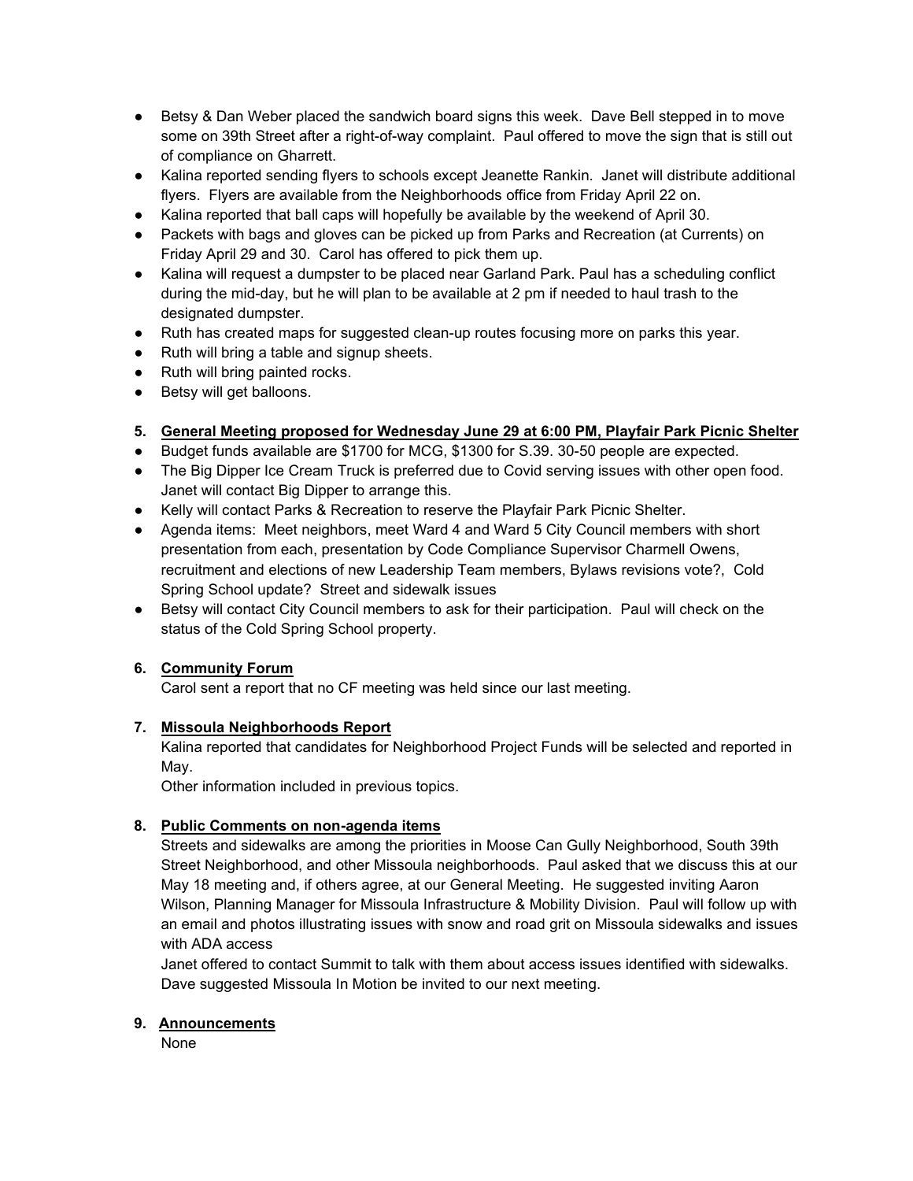- Betsy & Dan Weber placed the sandwich board signs this week. Dave Bell stepped in to move some on 39th Street after a right-of-way complaint. Paul offered to move the sign that is still out of compliance on Gharrett.
- Kalina reported sending flyers to schools except Jeanette Rankin. Janet will distribute additional flyers. Flyers are available from the Neighborhoods office from Friday April 22 on.
- Kalina reported that ball caps will hopefully be available by the weekend of April 30.
- Packets with bags and gloves can be picked up from Parks and Recreation (at Currents) on Friday April 29 and 30. Carol has offered to pick them up.
- Kalina will request a dumpster to be placed near Garland Park. Paul has a scheduling conflict during the mid-day, but he will plan to be available at 2 pm if needed to haul trash to the designated dumpster.
- Ruth has created maps for suggested clean-up routes focusing more on parks this year.
- Ruth will bring a table and signup sheets.
- Ruth will bring painted rocks.
- Betsy will get balloons.

**5. <u>General Meeting proposed for Wednesday June 29 at 6:00 PM, Playfair Park Picnic Shelter</u>**

- Budget funds available are $1700 for MCG, $1300 for S.39. 30-50 people are expected.
- The Big Dipper Ice Cream Truck is preferred due to Covid serving issues with other open food. Janet will contact Big Dipper to arrange this.
- Kelly will contact Parks & Recreation to reserve the Playfair Park Picnic Shelter.
- Agenda items: Meet neighbors, meet Ward 4 and Ward 5 City Council members with short presentation from each, presentation by Code Compliance Supervisor Charmell Owens, recruitment and elections of new Leadership Team members, Bylaws revisions vote?, Cold Spring School update? Street and sidewalk issues
- Betsy will contact City Council members to ask for their participation. Paul will check on the status of the Cold Spring School property.

**6. <u>Community Forum</u>**

Carol sent a report that no CF meeting was held since our last meeting.

**7. <u>Missoula Neighborhoods Report</u>**

Kalina reported that candidates for Neighborhood Project Funds will be selected and reported in May.

Other information included in previous topics.

**8. <u>Public Comments on non-agenda items</u>**

Streets and sidewalks are among the priorities in Moose Can Gully Neighborhood, South 39th Street Neighborhood, and other Missoula neighborhoods. Paul asked that we discuss this at our May 18 meeting and, if others agree, at our General Meeting. He suggested inviting Aaron Wilson, Planning Manager for Missoula Infrastructure & Mobility Division. Paul will follow up with an email and photos illustrating issues with snow and road grit on Missoula sidewalks and issues with ADA access

Janet offered to contact Summit to talk with them about access issues identified with sidewalks. Dave suggested Missoula In Motion be invited to our next meeting.

**9. <u>Announcements</u>**

None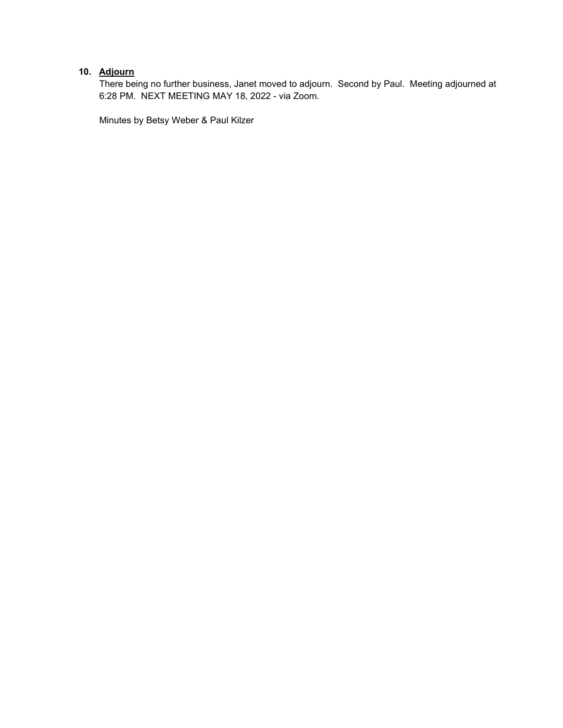10. **<u>Adjourn</u>**

There being no further business, Janet moved to adjourn. Second by Paul. Meeting adjourned at 6:28 PM. NEXT MEETING MAY 18, 2022 - via Zoom.

Minutes by Betsy Weber & Paul Kilzer